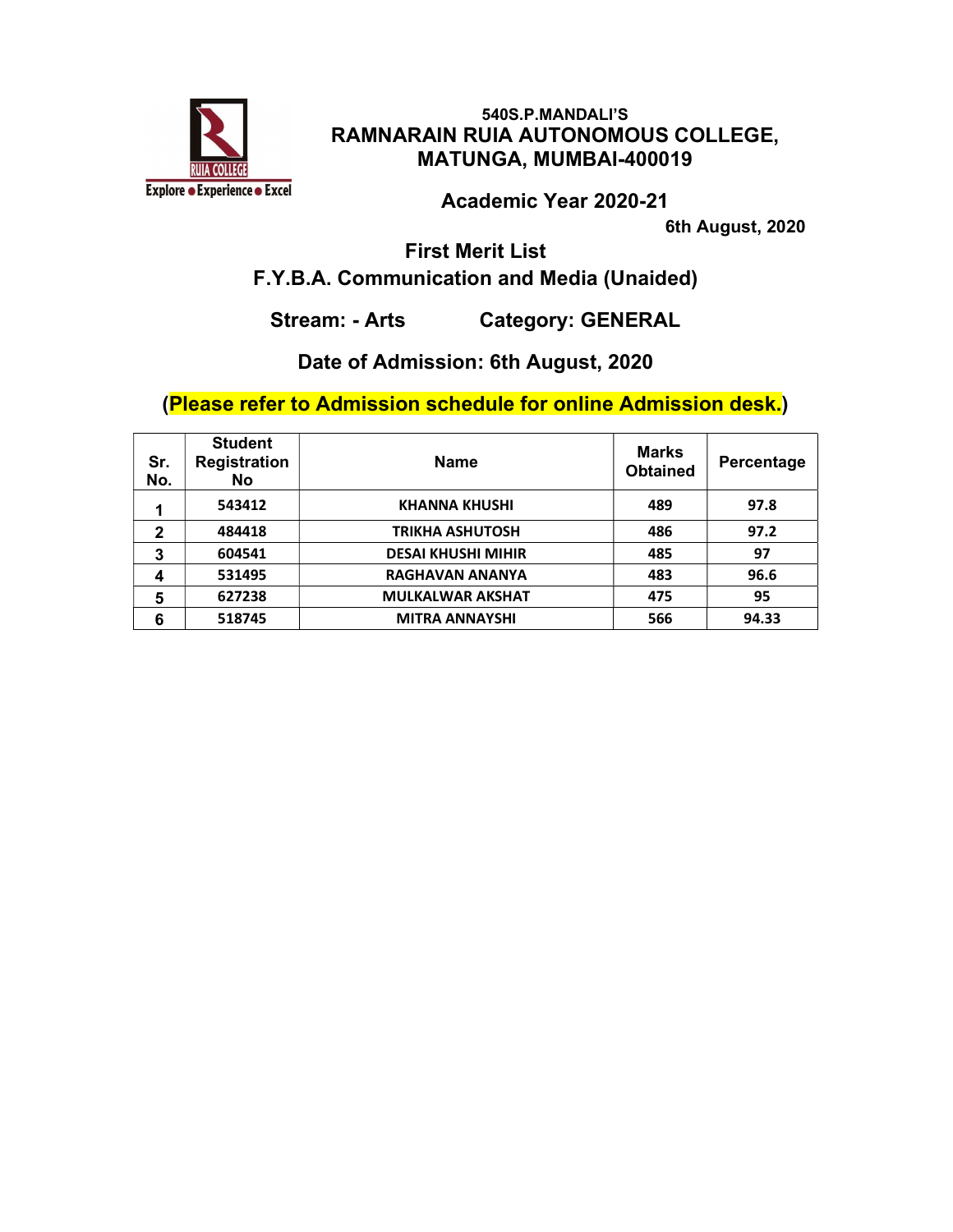540S.P.MANDALI'S

# RAMNARAIN RUIA AUTONOMOUS COLLEGE, MATUNGA, MUMBAI-400019

Explore ● Experience ● Excel

## Academic Year 2020-21

6th August, 2020

## First Merit List

## F.Y.B.A. Communication and Media (Unaided)

**Stream: - Arts** **Category: GENERAL**

**Date of Admission: 6th August, 2020**

**(Please refer to Admission schedule for online Admission desk.)**

| Sr. No. | Student Registration No | Name | Marks Obtained | Percentage |
|---|---|---|---|---|
| 1 | 543412 | KHANNA KHUSHI | 489 | 97.8 |
| 2 | 484418 | TRIKHA ASHUTOSH | 486 | 97.2 |
| 3 | 604541 | DESAI KHUSHI MIHIR | 485 | 97 |
| 4 | 531495 | RAGHAVAN ANANYA | 483 | 96.6 |
| 5 | 627238 | MULKALWAR AKSHAT | 475 | 95 |
| 6 | 518745 | MITRA ANNAYSHI | 566 | 94.33 |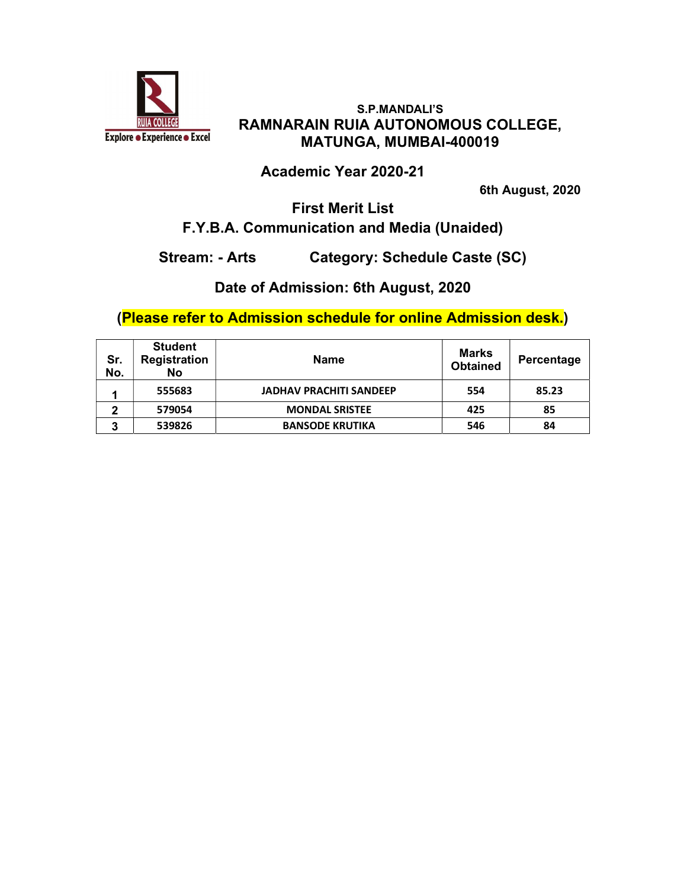S.P.MANDALI'S

# RAMNARAIN RUIA AUTONOMOUS COLLEGE, MATUNGA, MUMBAI-400019

## Academic Year 2020-21

**6th August, 2020**

## First Merit List

## F.Y.B.A. Communication and Media (Unaided)

**Stream: - Arts** **Category: Schedule Caste (SC)**

**Date of Admission: 6th August, 2020**

**(Please refer to Admission schedule for online Admission desk.)**

| Sr. No. | Student Registration No | Name | Marks Obtained | Percentage |
|---|---|---|---|---|
| 1 | 555683 | JADHAV PRACHITI SANDEEP | 554 | 85.23 |
| 2 | 579054 | MONDAL SRISTEE | 425 | 85 |
| 3 | 539826 | BANSODE KRUTIKA | 546 | 84 |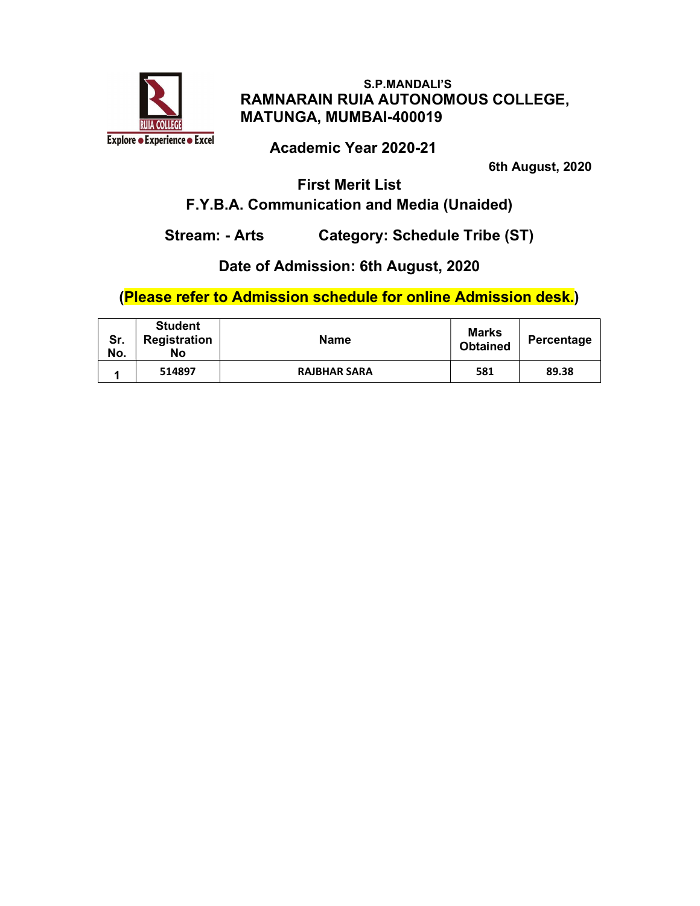S.P.MANDALI'S

**RAMNARAIN RUIA AUTONOMOUS COLLEGE, MATUNGA, MUMBAI-400019**

**Academic Year 2020-21**

**6th August, 2020**

## First Merit List

## F.Y.B.A. Communication and Media (Unaided)

**Stream: - Arts** **Category: Schedule Tribe (ST)**

**Date of Admission: 6th August, 2020**

**(Please refer to Admission schedule for online Admission desk.)**

| Sr. No. | Student Registration No | Name | Marks Obtained | Percentage |
|---|---|---|---|---|
| 1 | 514897 | RAJBHAR SARA | 581 | 89.38 |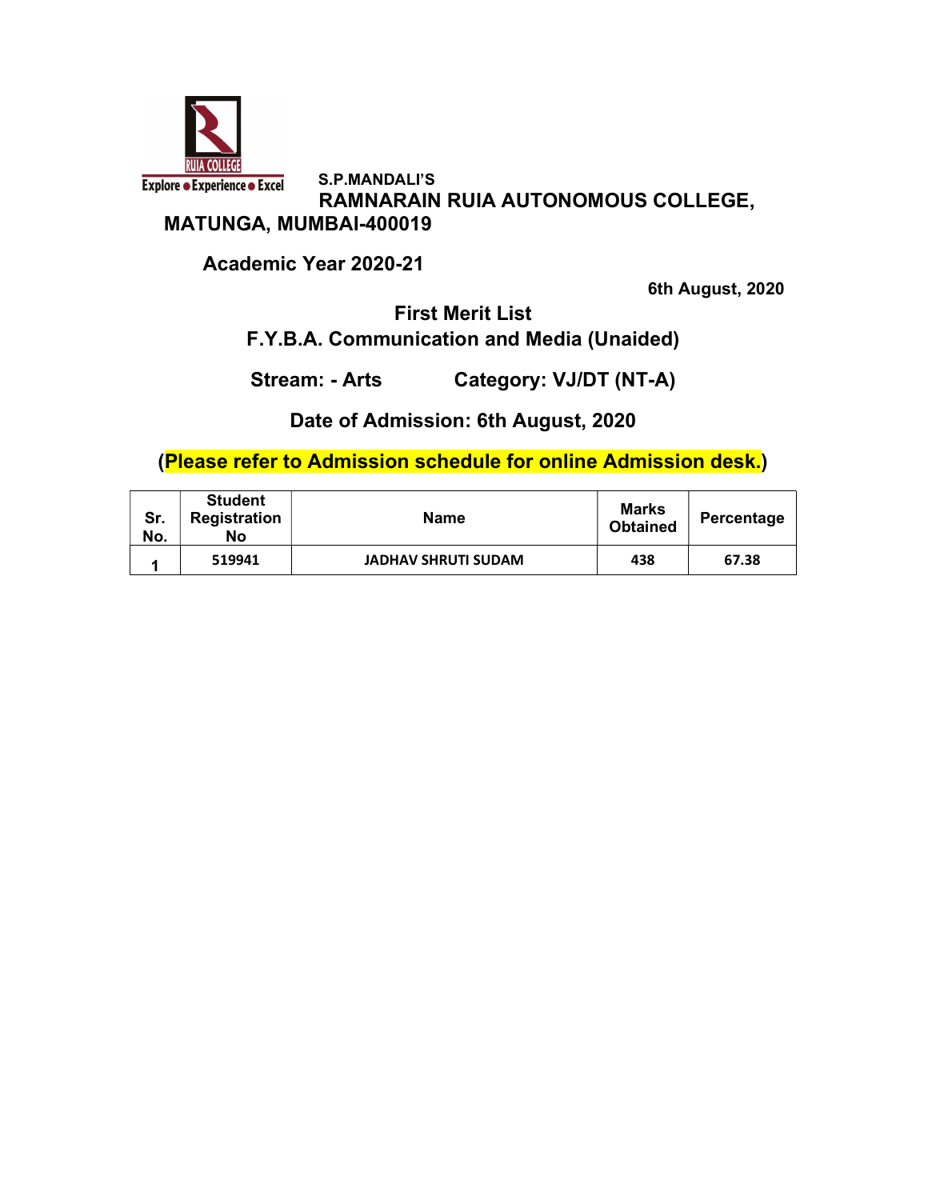S.P.MANDALI'S

**RAMNARAIN RUIA AUTONOMOUS COLLEGE, MATUNGA, MUMBAI-400019**

**Academic Year 2020-21**

**6th August, 2020**

## First Merit List

## F.Y.B.A. Communication and Media (Unaided)

**Stream: - Arts** **Category: VJ/DT (NT-A)**

**Date of Admission: 6th August, 2020**

**(Please refer to Admission schedule for online Admission desk.)**

| Sr. No. | Student Registration No | Name | Marks Obtained | Percentage |
|---|---|---|---|---|
| 1 | 519941 | JADHAV SHRUTI SUDAM | 438 | 67.38 |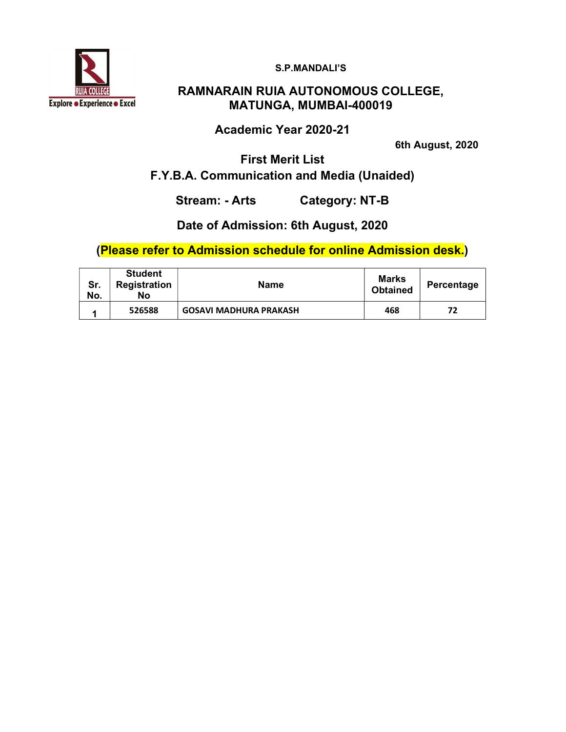S.P.MANDALI'S

# RAMNARAIN RUIA AUTONOMOUS COLLEGE, MATUNGA, MUMBAI-400019

## Academic Year 2020-21

6th August, 2020

## First Merit List

## F.Y.B.A. Communication and Media (Unaided)

**Stream: - Arts** **Category: NT-B**

**Date of Admission: 6th August, 2020**

**(Please refer to Admission schedule for online Admission desk.)**

| Sr. No. | Student Registration No | Name | Marks Obtained | Percentage |
|---|---|---|---|---|
| 1 | 526588 | GOSAVI MADHURA PRAKASH | 468 | 72 |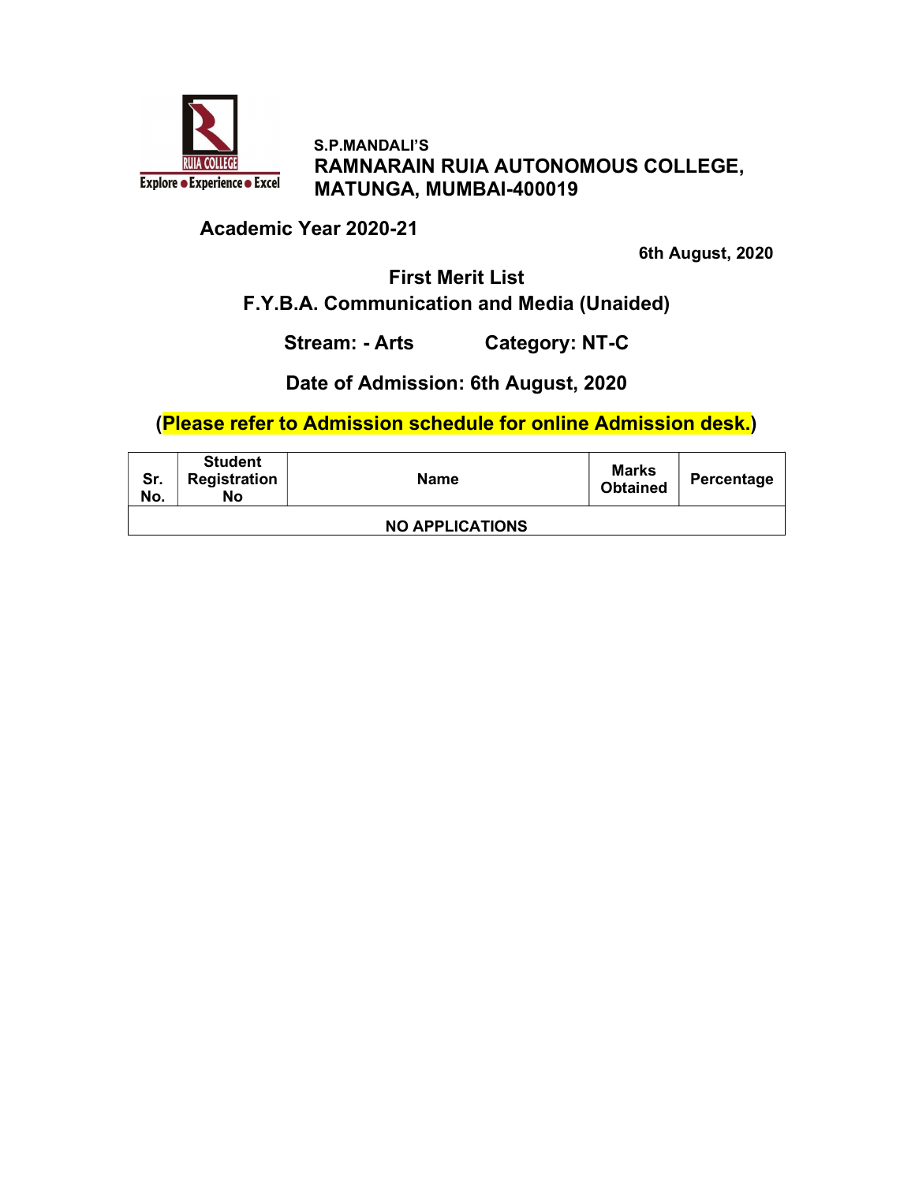S.P.MANDALI'S

**RAMNARAIN RUIA AUTONOMOUS COLLEGE, MATUNGA, MUMBAI-400019**

**Academic Year 2020-21**

**6th August, 2020**

**First Merit List**

**F.Y.B.A. Communication and Media (Unaided)**

**Stream: - Arts Category: NT-C**

**Date of Admission: 6th August, 2020**

**(Please refer to Admission schedule for online Admission desk.)**

| Sr. No. | Student Registration No | Name | Marks Obtained | Percentage |
|---|---|---|---|---|
| NO APPLICATIONS | | | | |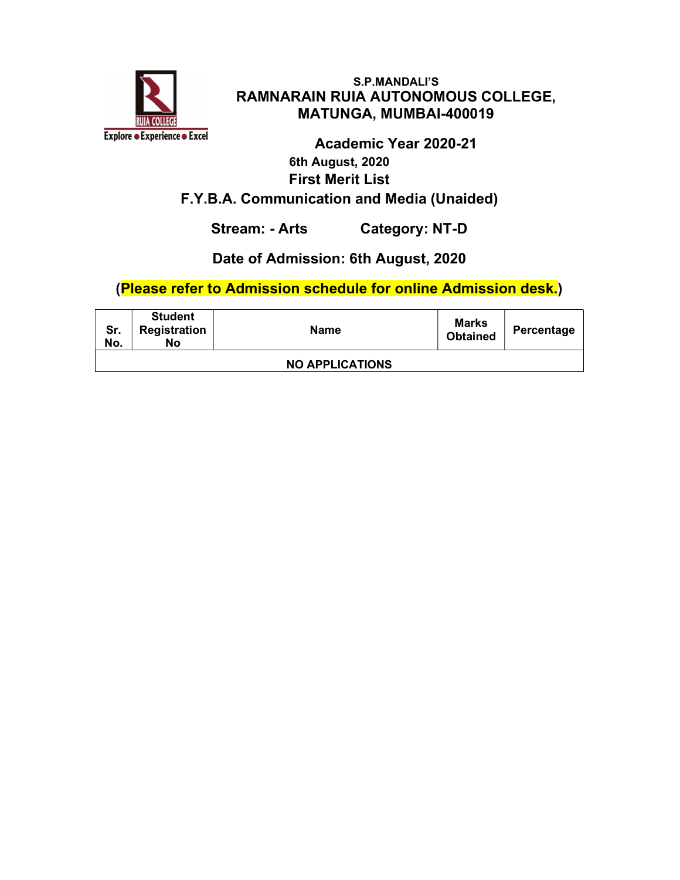S.P.MANDALI'S

# RAMNARAIN RUIA AUTONOMOUS COLLEGE, MATUNGA, MUMBAI-400019

Explore ● Experience ● Excel

## Academic Year 2020-21

**6th August, 2020**

## First Merit List

## F.Y.B.A. Communication and Media (Unaided)

**Stream: - Arts** **Category: NT-D**

**Date of Admission: 6th August, 2020**

**(Please refer to Admission schedule for online Admission desk.)**

| Sr. No. | Student Registration No | Name | Marks Obtained | Percentage |
|---|---|---|---|---|
| NO APPLICATIONS | | | | |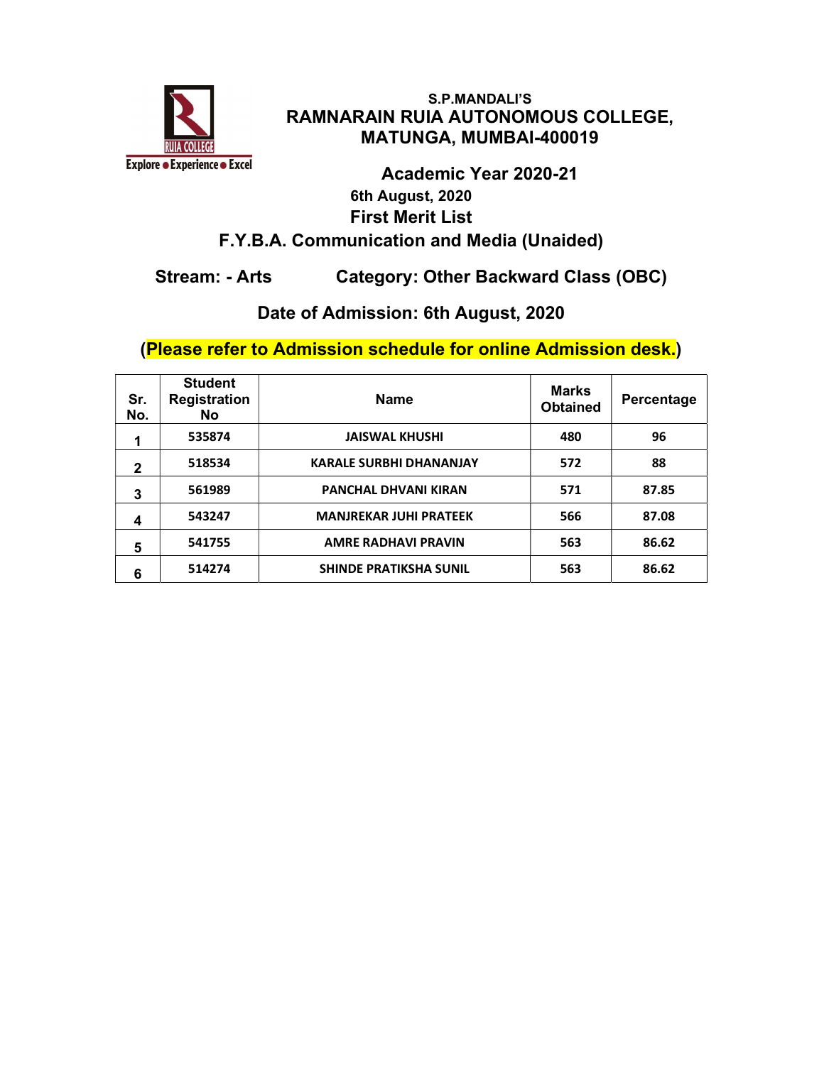S.P.MANDALI'S

# RAMNARAIN RUIA AUTONOMOUS COLLEGE, MATUNGA, MUMBAI-400019

RUIA COLLEGE

Explore ● Experience ● Excel

## Academic Year 2020-21

6th August, 2020

## First Merit List

## F.Y.B.A. Communication and Media (Unaided)

**Stream: - Arts** **Category: Other Backward Class (OBC)**

**Date of Admission: 6th August, 2020**

**(Please refer to Admission schedule for online Admission desk.)**

| Sr. No. | Student Registration No | Name | Marks Obtained | Percentage |
|---|---|---|---|---|
| 1 | 535874 | JAISWAL KHUSHI | 480 | 96 |
| 2 | 518534 | KARALE SURBHI DHANANJAY | 572 | 88 |
| 3 | 561989 | PANCHAL DHVANI KIRAN | 571 | 87.85 |
| 4 | 543247 | MANJREKAR JUHI PRATEEK | 566 | 87.08 |
| 5 | 541755 | AMRE RADHAVI PRAVIN | 563 | 86.62 |
| 6 | 514274 | SHINDE PRATIKSHA SUNIL | 563 | 86.62 |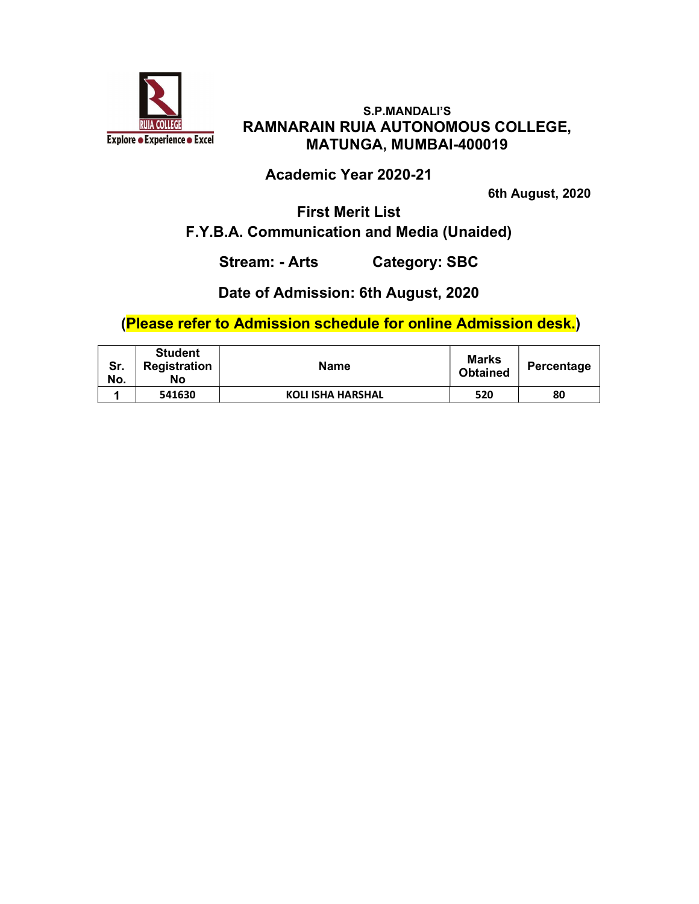S.P.MANDALI'S

# RAMNARAIN RUIA AUTONOMOUS COLLEGE, MATUNGA, MUMBAI-400019

## Academic Year 2020-21

**6th August, 2020**

## First Merit List

## F.Y.B.A. Communication and Media (Unaided)

**Stream: - Arts Category: SBC**

**Date of Admission: 6th August, 2020**

**(Please refer to Admission schedule for online Admission desk.)**

| Sr. No. | Student Registration No | Name | Marks Obtained | Percentage |
|---|---|---|---|---|
| 1 | 541630 | KOLI ISHA HARSHAL | 520 | 80 |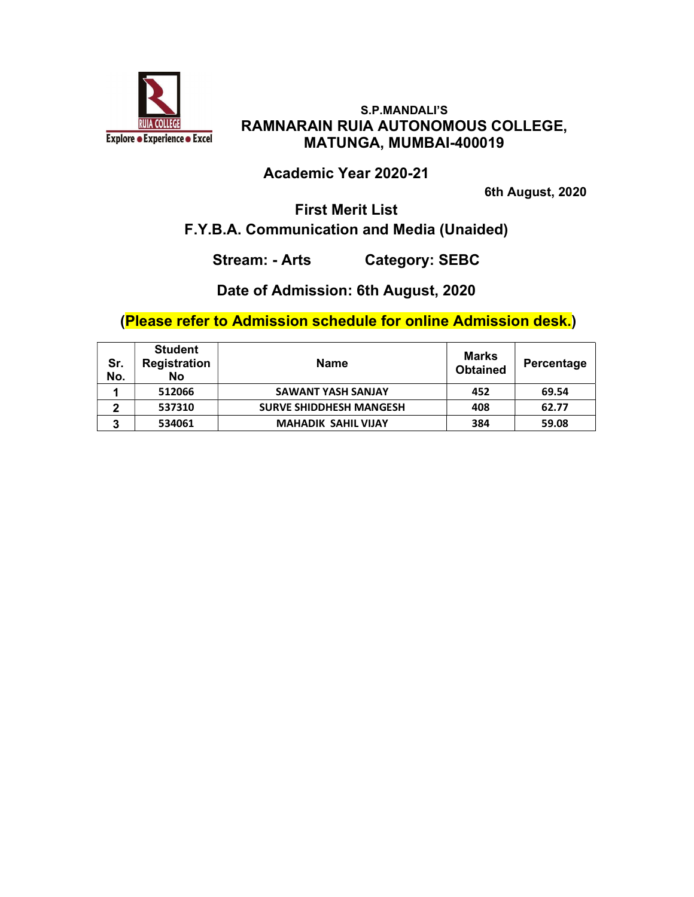S.P.MANDALI'S

# RAMNARAIN RUIA AUTONOMOUS COLLEGE, MATUNGA, MUMBAI-400019

## Academic Year 2020-21

**6th August, 2020**

## First Merit List

## F.Y.B.A. Communication and Media (Unaided)

**Stream: - Arts** **Category: SEBC**

**Date of Admission: 6th August, 2020**

**(Please refer to Admission schedule for online Admission desk.)**

| Sr. No. | Student Registration No | Name | Marks Obtained | Percentage |
|---|---|---|---|---|
| 1 | 512066 | SAWANT YASH SANJAY | 452 | 69.54 |
| 2 | 537310 | SURVE SHIDDHESH MANGESH | 408 | 62.77 |
| 3 | 534061 | MAHADIK SAHIL VIJAY | 384 | 59.08 |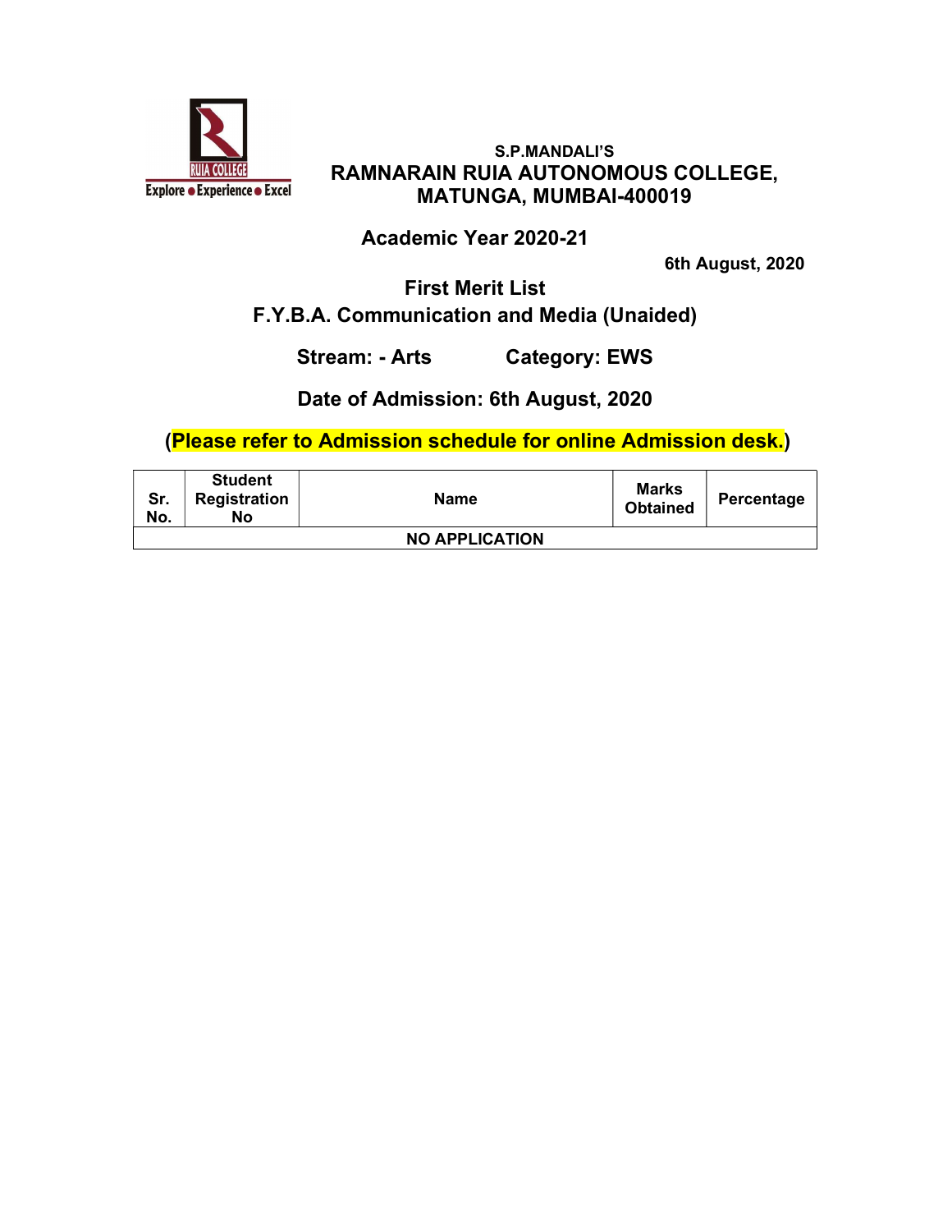S.P.MANDALI'S

# RAMNARAIN RUIA AUTONOMOUS COLLEGE, MATUNGA, MUMBAI-400019

## Academic Year 2020-21

**6th August, 2020**

## First Merit List

## F.Y.B.A. Communication and Media (Unaided)

**Stream: - Arts** **Category: EWS**

**Date of Admission: 6th August, 2020**

**(Please refer to Admission schedule for online Admission desk.)**

| Sr. No. | Student Registration No | Name | Marks Obtained | Percentage |
|---|---|---|---|---|
| NO APPLICATION | | | | |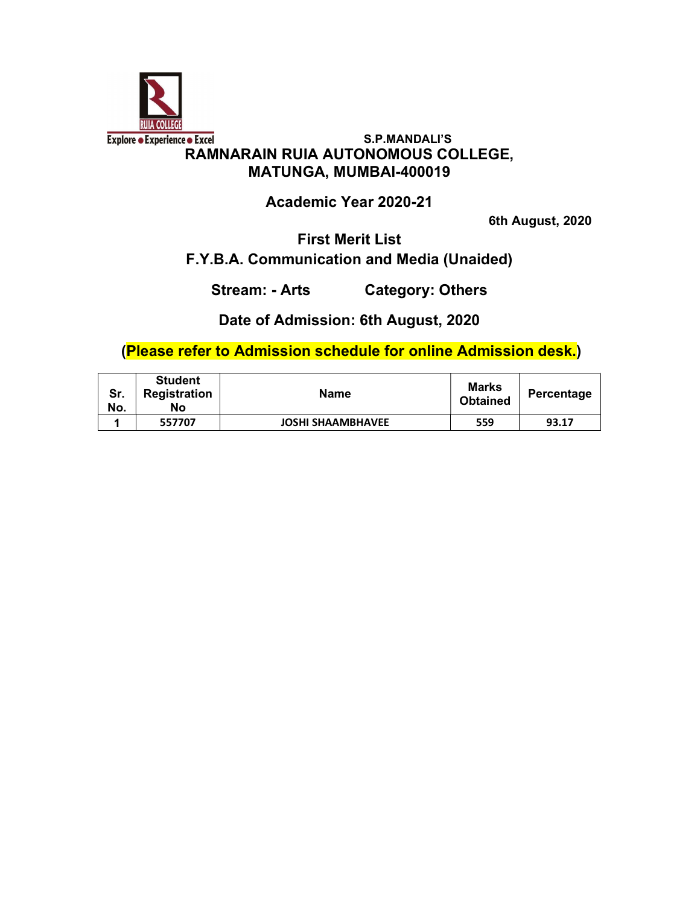S.P.MANDALI'S

# RAMNARAIN RUIA AUTONOMOUS COLLEGE, MATUNGA, MUMBAI-400019

## Academic Year 2020-21

6th August, 2020

## First Merit List

## F.Y.B.A. Communication and Media (Unaided)

**Stream: - Arts** **Category: Others**

**Date of Admission: 6th August, 2020**

**(Please refer to Admission schedule for online Admission desk.)**

| Sr. No. | Student Registration No | Name | Marks Obtained | Percentage |
|---|---|---|---|---|
| 1 | 557707 | JOSHI SHAAMBHAVEE | 559 | 93.17 |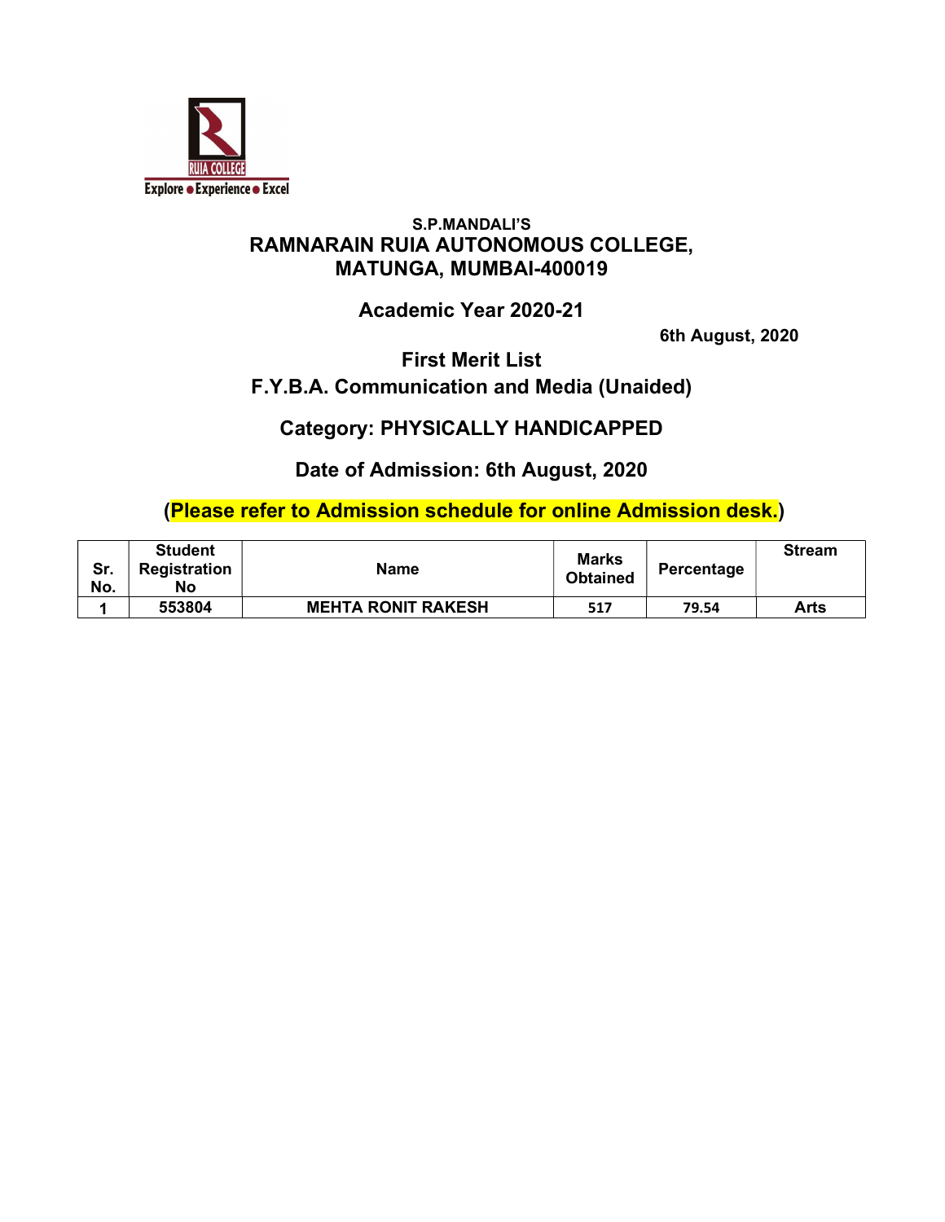RUIA COLLEGE
Explore ● Experience ● Excel

**S.P.MANDALI'S**

## RAMNARAIN RUIA AUTONOMOUS COLLEGE, MATUNGA, MUMBAI-400019

### Academic Year 2020-21

**6th August, 2020**

### First Merit List

### F.Y.B.A. Communication and Media (Unaided)

### Category: PHYSICALLY HANDICAPPED

### Date of Admission: 6th August, 2020

**(Please refer to Admission schedule for online Admission desk.)**

| Sr. No. | Student Registration No | Name | Marks Obtained | Percentage | Stream |
|---|---|---|---|---|---|
| 1 | 553804 | MEHTA RONIT RAKESH | 517 | 79.54 | Arts |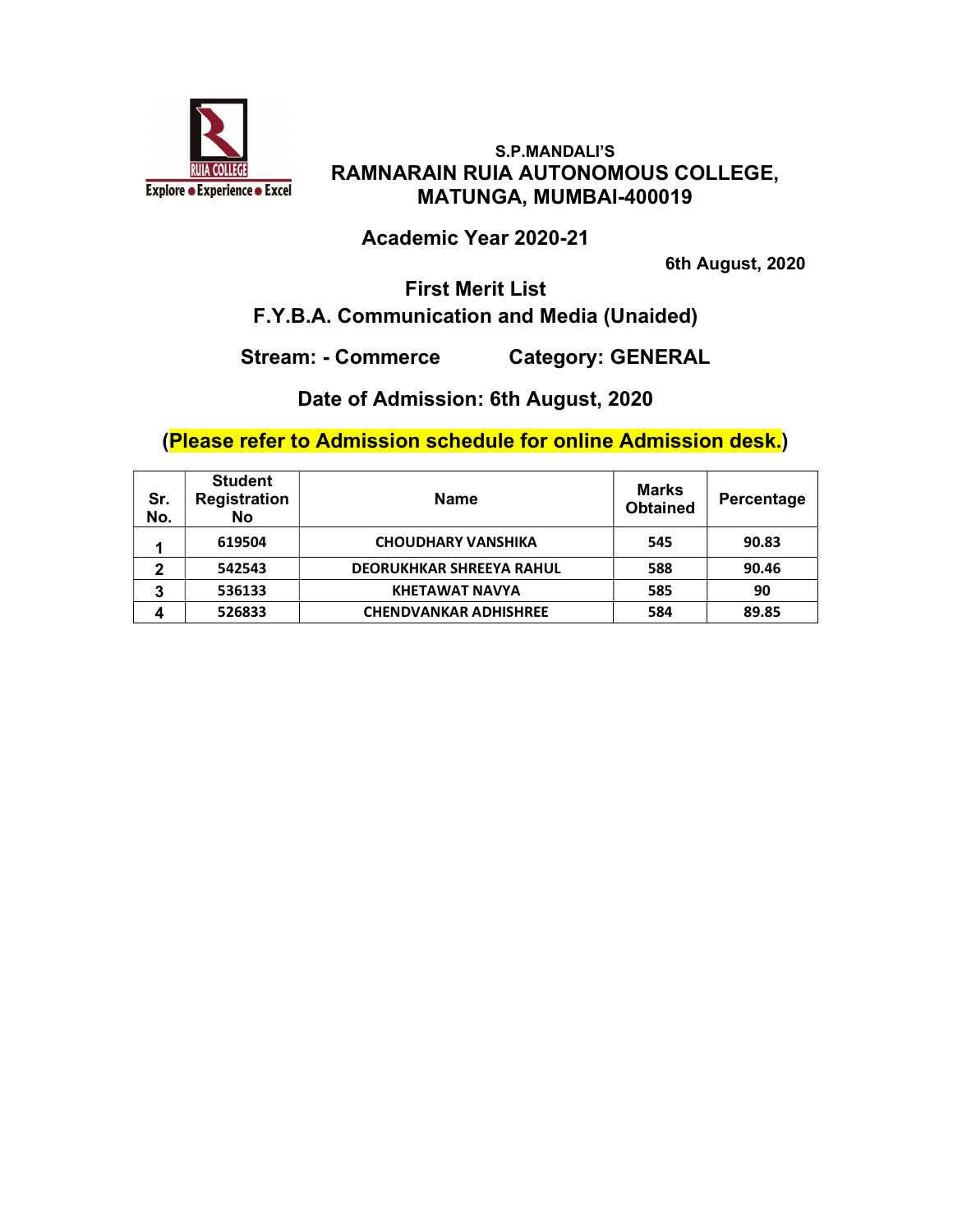S.P.MANDALI'S

# RAMNARAIN RUIA AUTONOMOUS COLLEGE, MATUNGA, MUMBAI-400019

## Academic Year 2020-21

6th August, 2020

## First Merit List

## F.Y.B.A. Communication and Media (Unaided)

**Stream: - Commerce** **Category: GENERAL**

**Date of Admission: 6th August, 2020**

**(Please refer to Admission schedule for online Admission desk.)**

| Sr. No. | Student Registration No | Name | Marks Obtained | Percentage |
|---|---|---|---|---|
| 1 | 619504 | CHOUDHARY VANSHIKA | 545 | 90.83 |
| 2 | 542543 | DEORUKHKAR SHREEYA RAHUL | 588 | 90.46 |
| 3 | 536133 | KHETAWAT NAVYA | 585 | 90 |
| 4 | 526833 | CHENDVANKAR ADHISHREE | 584 | 89.85 |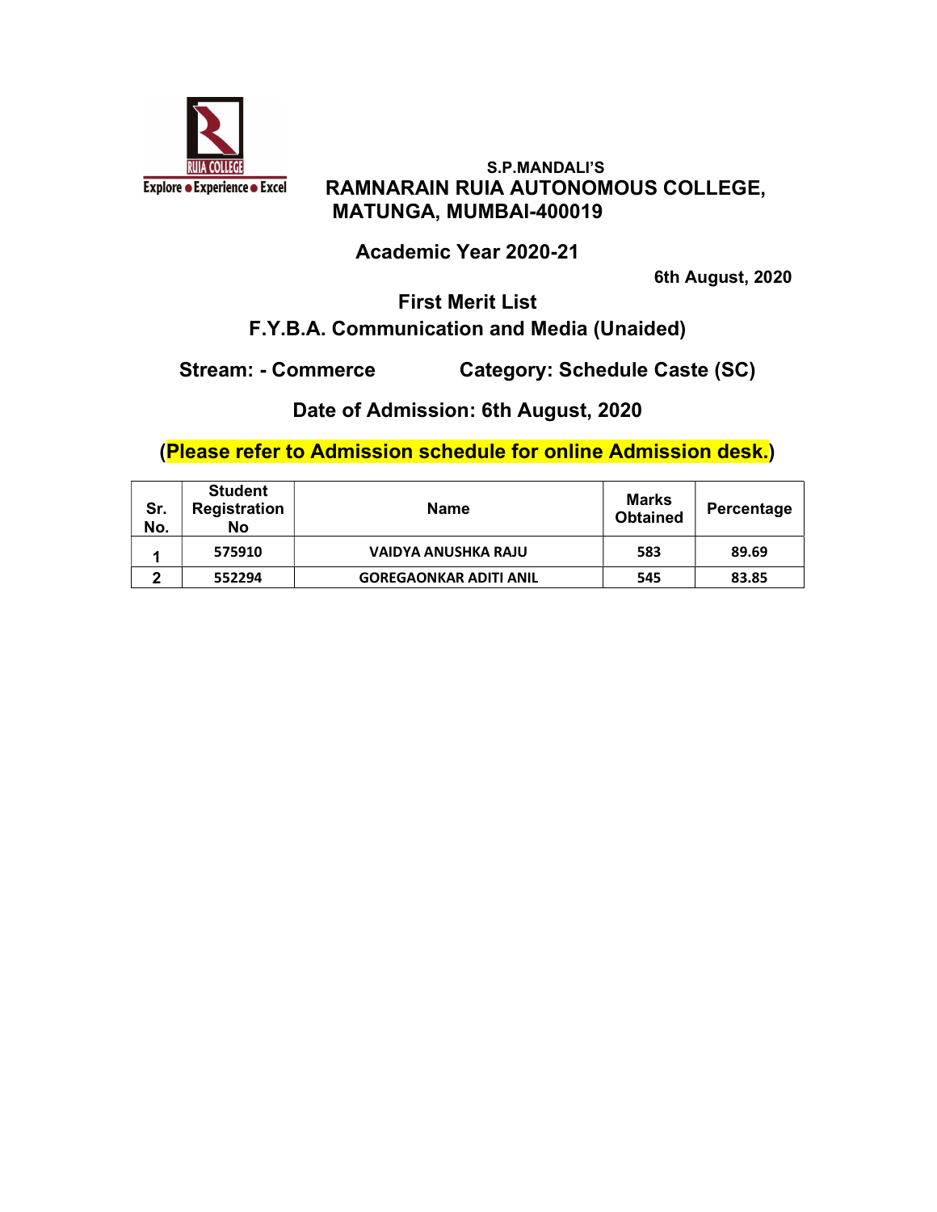S.P.MANDALI'S

# RAMNARAIN RUIA AUTONOMOUS COLLEGE, MATUNGA, MUMBAI-400019

## Academic Year 2020-21

**6th August, 2020**

## First Merit List

## F.Y.B.A. Communication and Media (Unaided)

**Stream: - Commerce** **Category: Schedule Caste (SC)**

**Date of Admission: 6th August, 2020**

**(Please refer to Admission schedule for online Admission desk.)**

| Sr. No. | Student Registration No | Name | Marks Obtained | Percentage |
|---|---|---|---|---|
| 1 | 575910 | VAIDYA ANUSHKA RAJU | 583 | 89.69 |
| 2 | 552294 | GOREGAONKAR ADITI ANIL | 545 | 83.85 |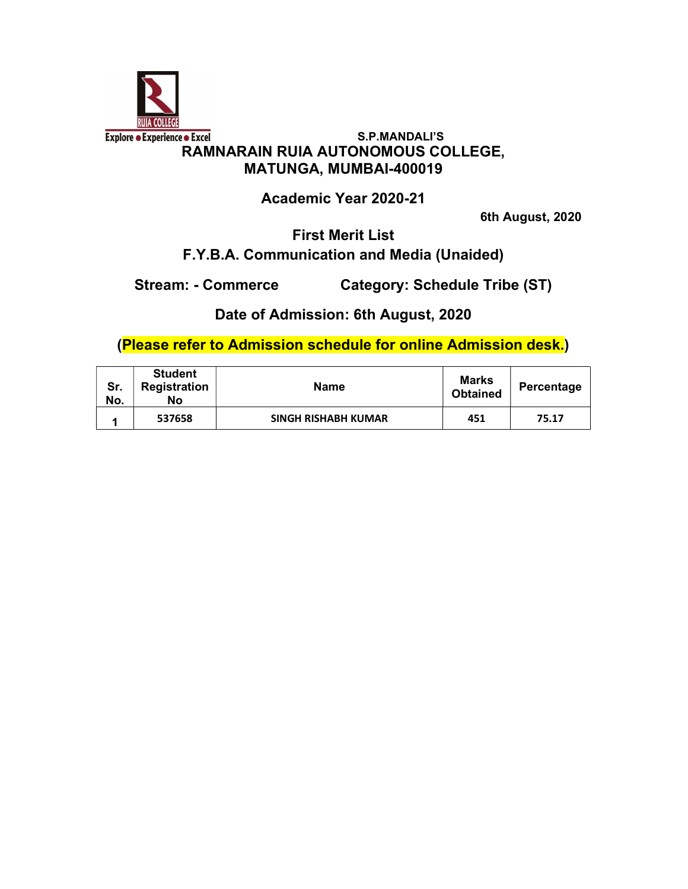RUIA COLLEGE

Explore • Experience • Excel

S.P.MANDALI'S

**RAMNARAIN RUIA AUTONOMOUS COLLEGE, MATUNGA, MUMBAI-400019**

**Academic Year 2020-21**

**6th August, 2020**

**First Merit List**

**F.Y.B.A. Communication and Media (Unaided)**

**Stream: - Commerce** **Category: Schedule Tribe (ST)**

**Date of Admission: 6th August, 2020**

**(Please refer to Admission schedule for online Admission desk.)**

| Sr. No. | Student Registration No | Name | Marks Obtained | Percentage |
|---|---|---|---|---|
| 1 | 537658 | SINGH RISHABH KUMAR | 451 | 75.17 |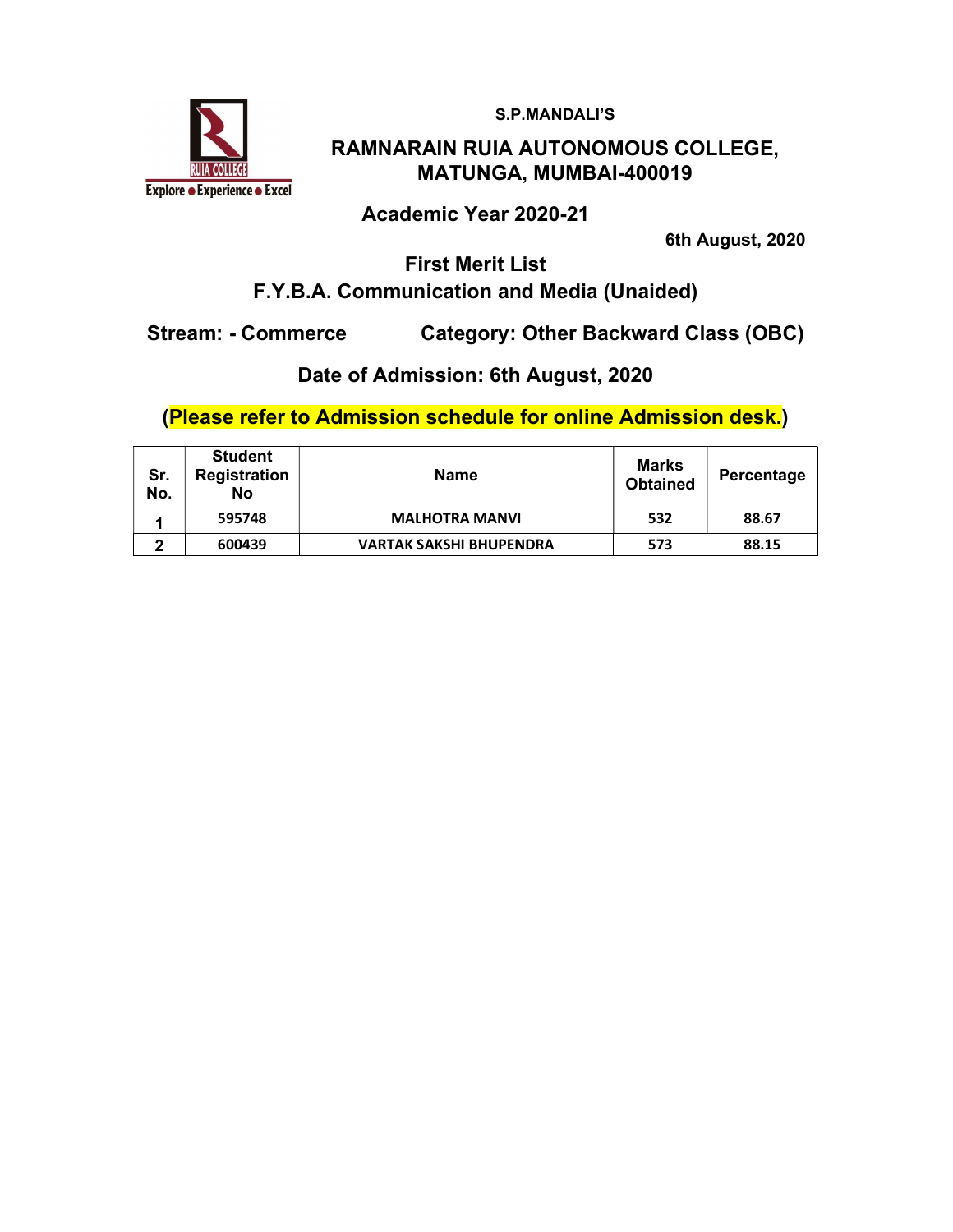S.P.MANDALI'S

# RAMNARAIN RUIA AUTONOMOUS COLLEGE, MATUNGA, MUMBAI-400019

## Academic Year 2020-21

6th August, 2020

## First Merit List

## F.Y.B.A. Communication and Media (Unaided)

**Stream: - Commerce** **Category: Other Backward Class (OBC)**

**Date of Admission: 6th August, 2020**

**(Please refer to Admission schedule for online Admission desk.)**

| Sr. No. | Student Registration No | Name | Marks Obtained | Percentage |
|---|---|---|---|---|
| 1 | 595748 | MALHOTRA MANVI | 532 | 88.67 |
| 2 | 600439 | VARTAK SAKSHI BHUPENDRA | 573 | 88.15 |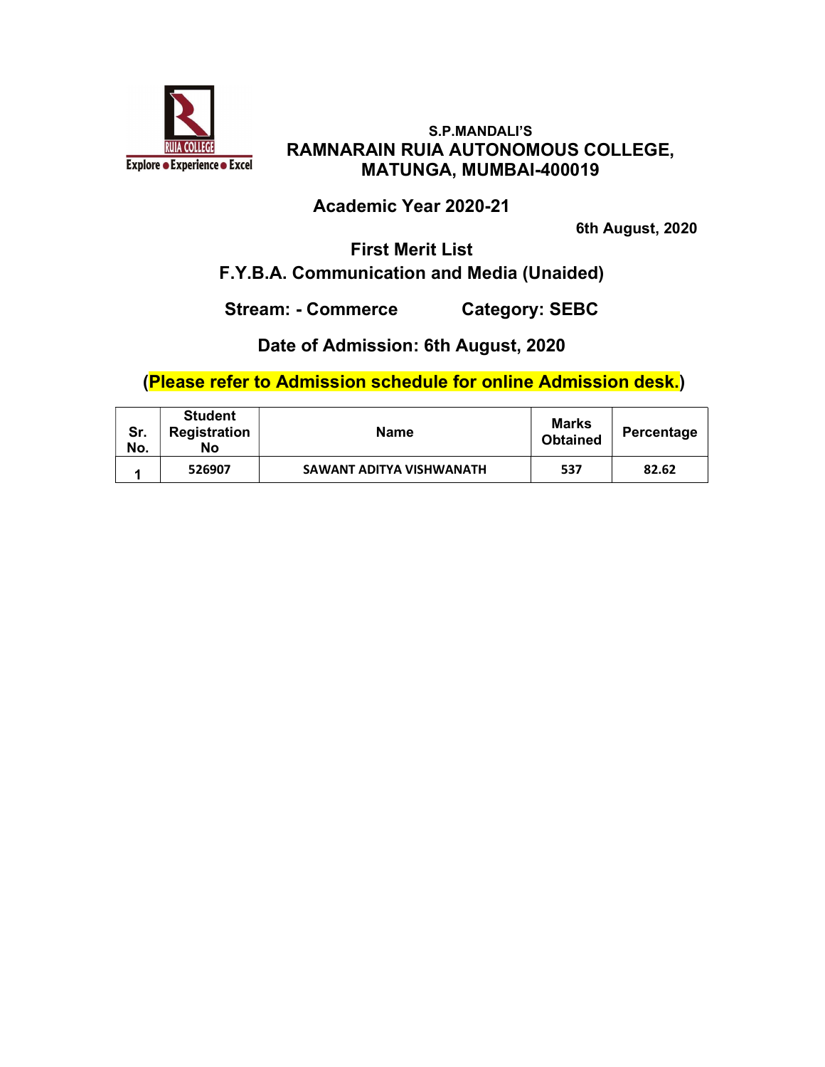S.P.MANDALI'S

# RAMNARAIN RUIA AUTONOMOUS COLLEGE, MATUNGA, MUMBAI-400019

## Academic Year 2020-21

6th August, 2020

## First Merit List

## F.Y.B.A. Communication and Media (Unaided)

**Stream: - Commerce** **Category: SEBC**

**Date of Admission: 6th August, 2020**

**(Please refer to Admission schedule for online Admission desk.)**

| Sr. No. | Student Registration No | Name | Marks Obtained | Percentage |
|---|---|---|---|---|
| 1 | 526907 | SAWANT ADITYA VISHWANATH | 537 | 82.62 |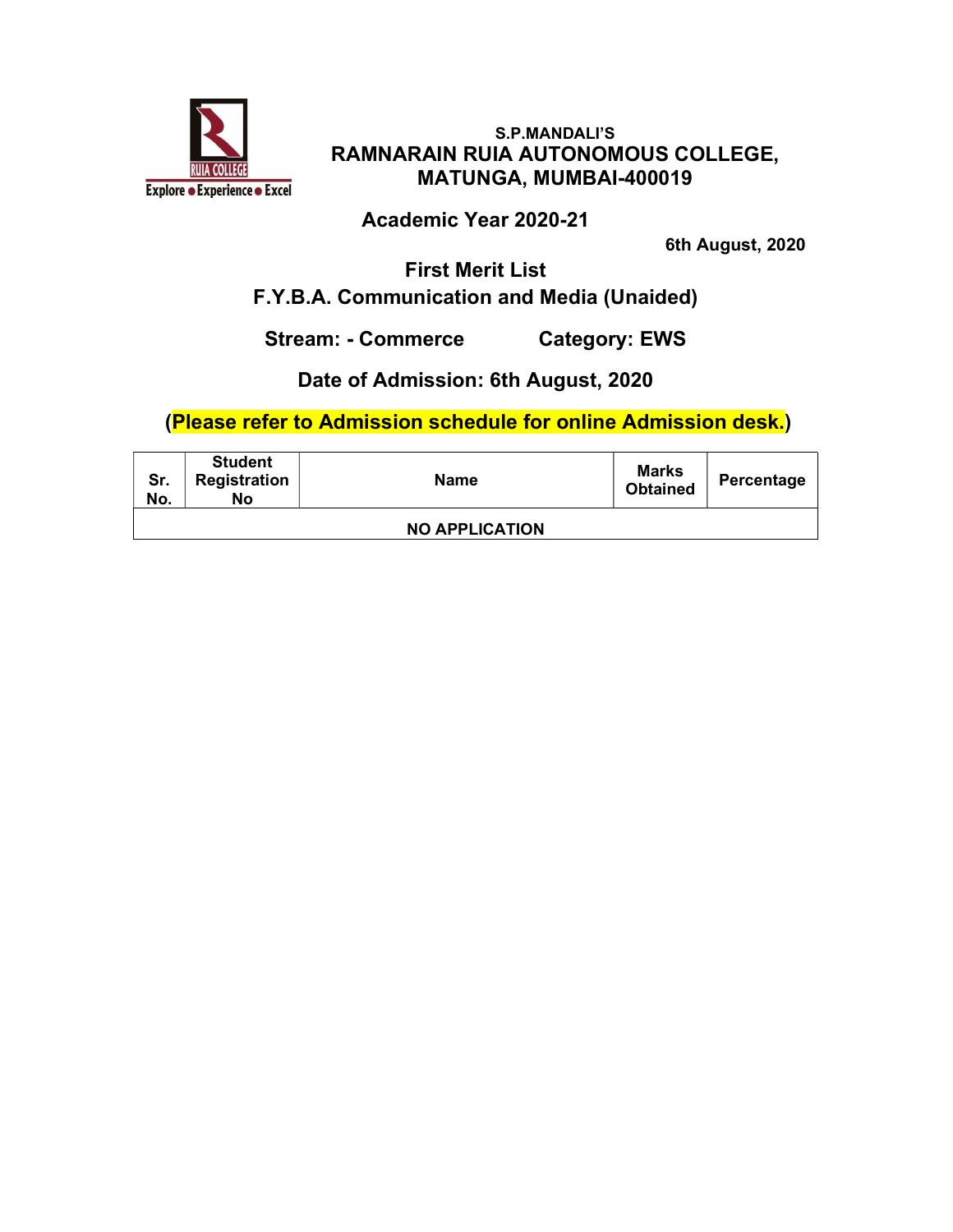S.P.MANDALI'S

# RAMNARAIN RUIA AUTONOMOUS COLLEGE, MATUNGA, MUMBAI-400019

## Academic Year 2020-21

**6th August, 2020**

## First Merit List

## F.Y.B.A. Communication and Media (Unaided)

**Stream: - Commerce** **Category: EWS**

**Date of Admission: 6th August, 2020**

**(Please refer to Admission schedule for online Admission desk.)**

| Sr. No. | Student Registration No | Name | Marks Obtained | Percentage |
|---|---|---|---|---|
| NO APPLICATION | | | | |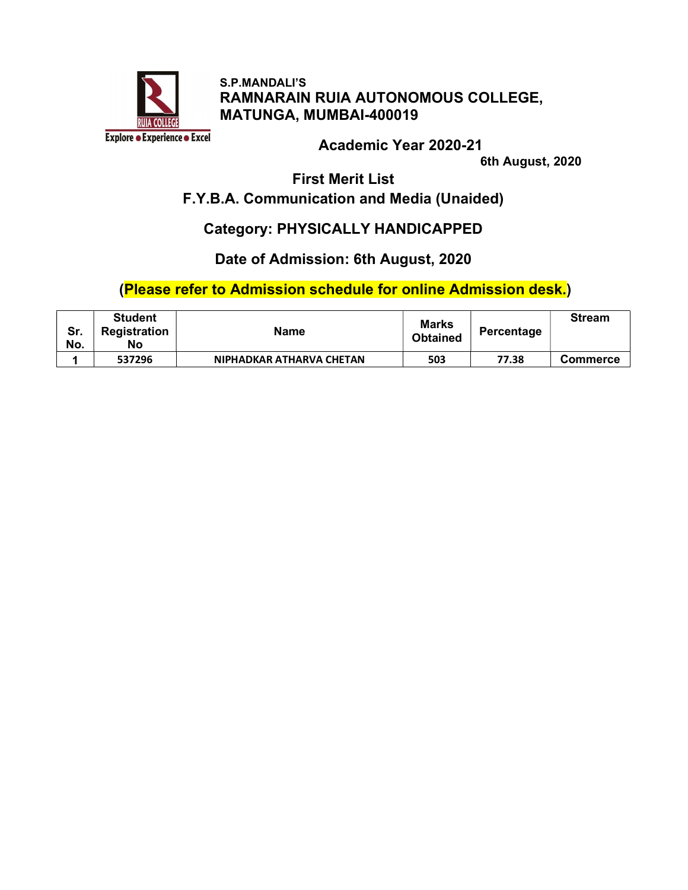S.P.MANDALI'S
**RAMNARAIN RUIA AUTONOMOUS COLLEGE, MATUNGA, MUMBAI-400019**

Explore • Experience • Excel

## Academic Year 2020-21

**6th August, 2020**

## First Merit List

## F.Y.B.A. Communication and Media (Unaided)

### Category: PHYSICALLY HANDICAPPED

### Date of Admission: 6th August, 2020

**(Please refer to Admission schedule for online Admission desk.)**

| Sr. No. | Student Registration No | Name | Marks Obtained | Percentage | Stream |
|---|---|---|---|---|---|
| 1 | 537296 | NIPHADKAR ATHARVA CHETAN | 503 | 77.38 | Commerce |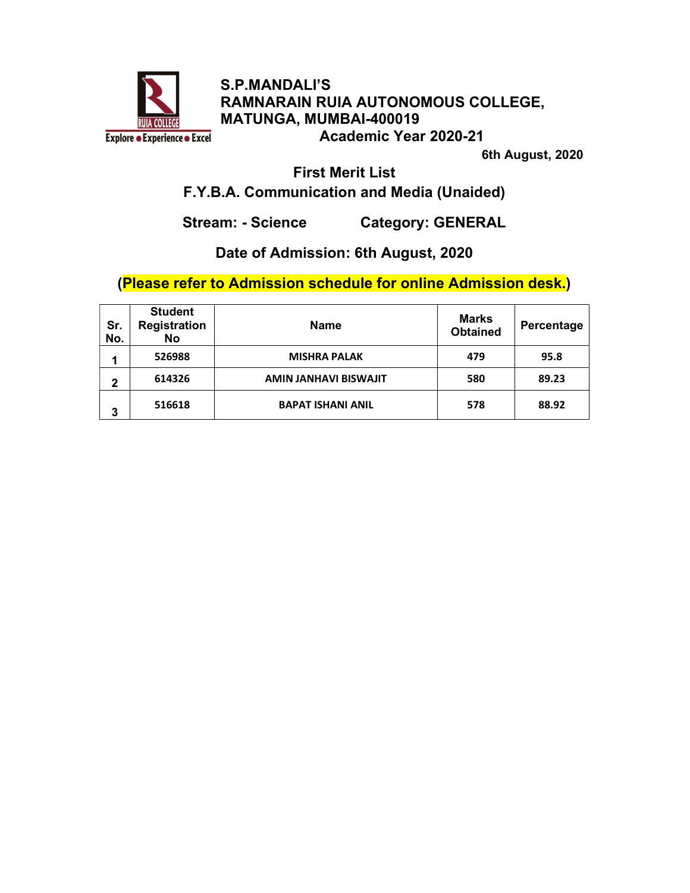**S.P.MANDALI'S**
**RAMNARAIN RUIA AUTONOMOUS COLLEGE,**
**MATUNGA, MUMBAI-400019**

**Academic Year 2020-21**

**6th August, 2020**

## First Merit List

## F.Y.B.A. Communication and Media (Unaided)

**Stream: - Science** **Category: GENERAL**

**Date of Admission: 6th August, 2020**

**(Please refer to Admission schedule for online Admission desk.)**

| Sr. No. | Student Registration No | Name | Marks Obtained | Percentage |
|---|---|---|---|---|
| 1 | 526988 | MISHRA PALAK | 479 | 95.8 |
| 2 | 614326 | AMIN JANHAVI BISWAJIT | 580 | 89.23 |
| 3 | 516618 | BAPAT ISHANI ANIL | 578 | 88.92 |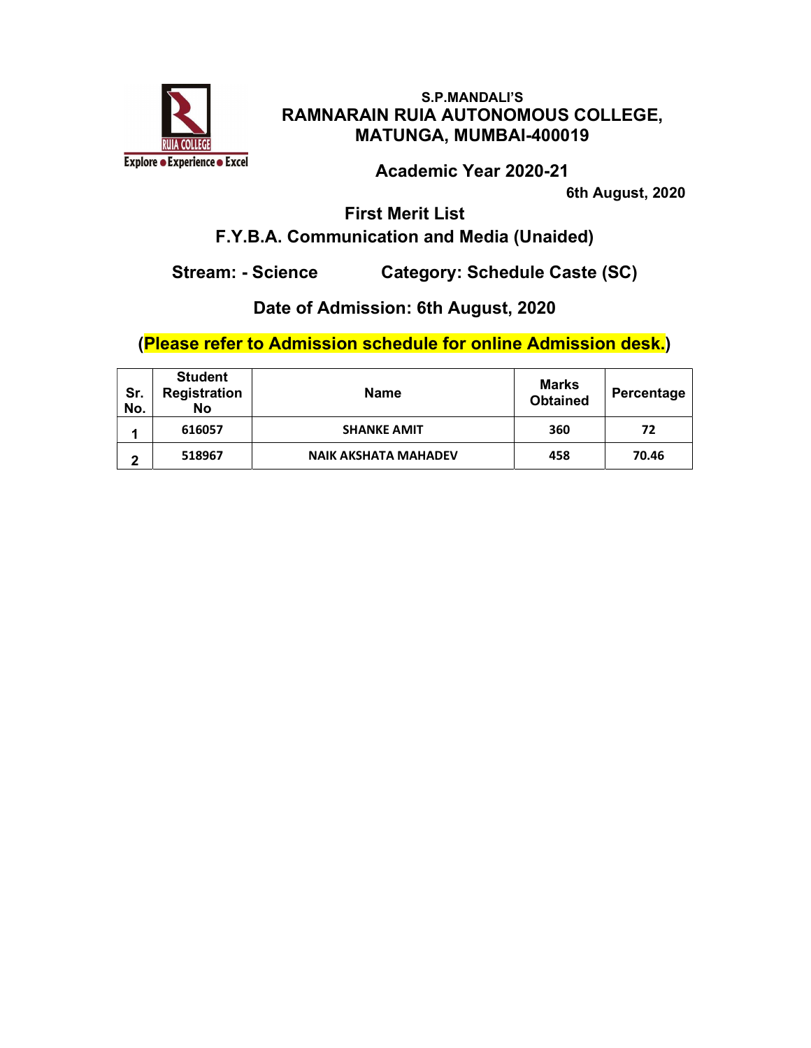S.P.MANDALI'S

# RAMNARAIN RUIA AUTONOMOUS COLLEGE, MATUNGA, MUMBAI-400019

Explore • Experience • Excel

## Academic Year 2020-21

6th August, 2020

## First Merit List

## F.Y.B.A. Communication and Media (Unaided)

**Stream: - Science** **Category: Schedule Caste (SC)**

**Date of Admission: 6th August, 2020**

**(Please refer to Admission schedule for online Admission desk.)**

| Sr. No. | Student Registration No | Name | Marks Obtained | Percentage |
|---|---|---|---|---|
| 1 | 616057 | SHANKE AMIT | 360 | 72 |
| 2 | 518967 | NAIK AKSHATA MAHADEV | 458 | 70.46 |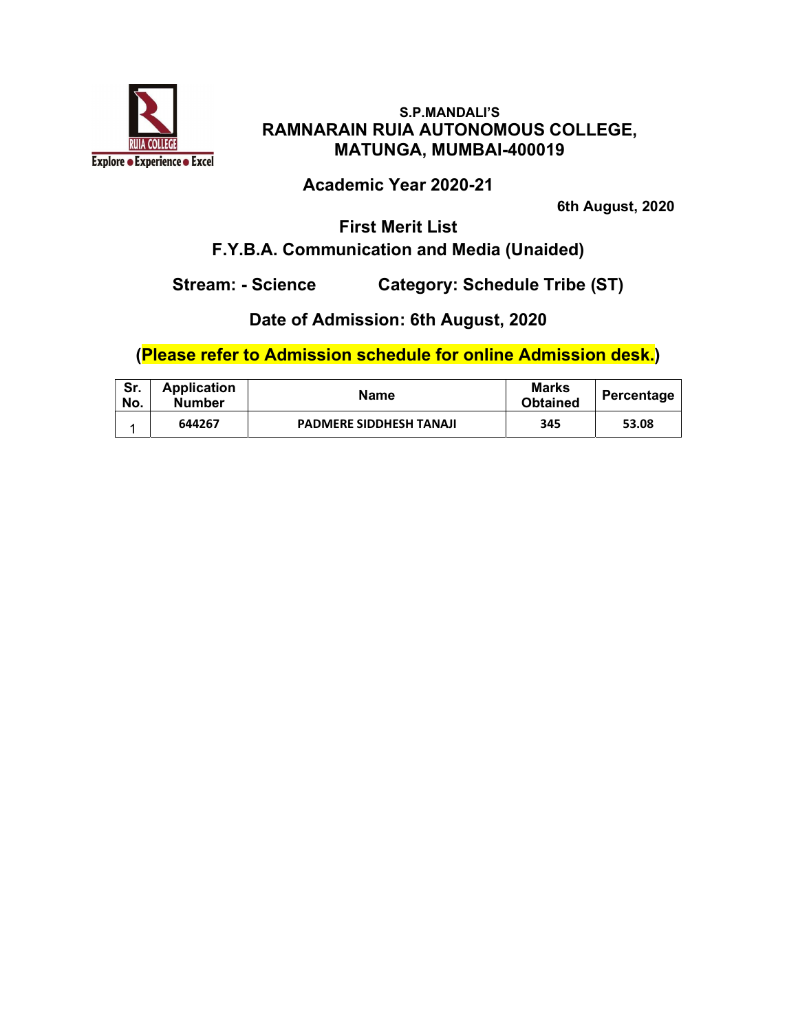S.P.MANDALI'S

# RAMNARAIN RUIA AUTONOMOUS COLLEGE, MATUNGA, MUMBAI-400019

## Academic Year 2020-21

6th August, 2020

## First Merit List

## F.Y.B.A. Communication and Media (Unaided)

**Stream: - Science** **Category: Schedule Tribe (ST)**

**Date of Admission: 6th August, 2020**

**(Please refer to Admission schedule for online Admission desk.)**

| Sr. No. | Application Number | Name | Marks Obtained | Percentage |
|---|---|---|---|---|
| 1 | 644267 | PADMERE SIDDHESH TANAJI | 345 | 53.08 |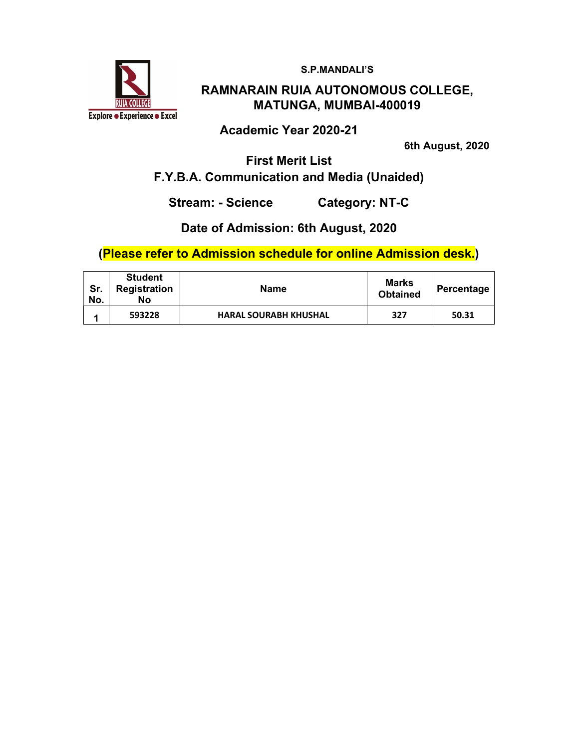S.P.MANDALI'S

# RAMNARAIN RUIA AUTONOMOUS COLLEGE, MATUNGA, MUMBAI-400019

**Academic Year 2020-21**

**6th August, 2020**

## First Merit List

## F.Y.B.A. Communication and Media (Unaided)

**Stream: - Science** **Category: NT-C**

**Date of Admission: 6th August, 2020**

**(Please refer to Admission schedule for online Admission desk.)**

| Sr. No. | Student Registration No | Name | Marks Obtained | Percentage |
|---|---|---|---|---|
| 1 | 593228 | HARAL SOURABH KHUSHAL | 327 | 50.31 |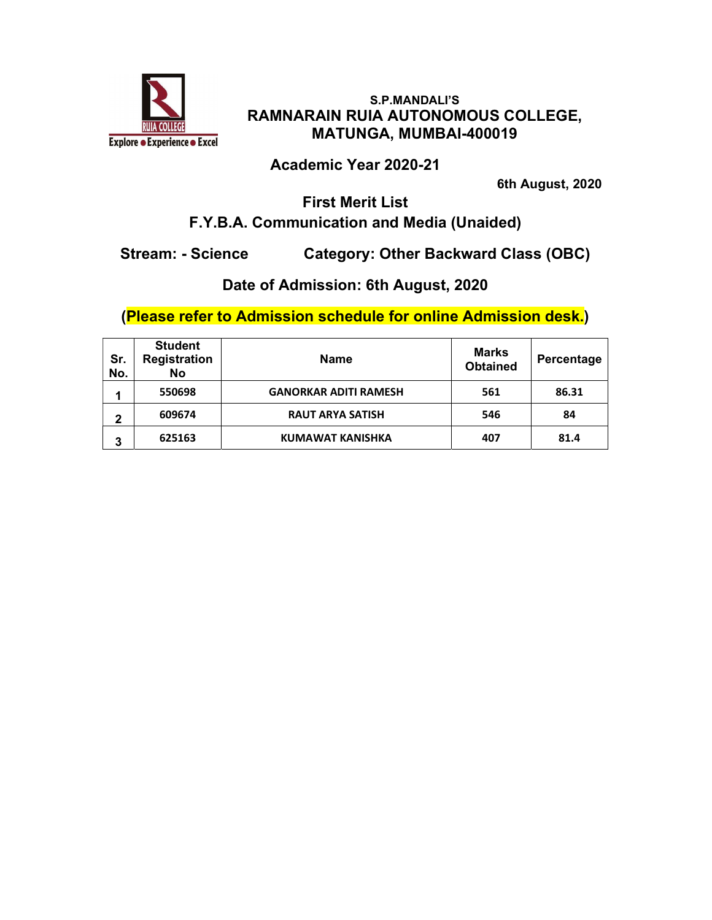S.P.MANDALI'S

# RAMNARAIN RUIA AUTONOMOUS COLLEGE, MATUNGA, MUMBAI-400019

## Academic Year 2020-21

6th August, 2020

## First Merit List

## F.Y.B.A. Communication and Media (Unaided)

**Stream: - Science** **Category: Other Backward Class (OBC)**

**Date of Admission: 6th August, 2020**

**(Please refer to Admission schedule for online Admission desk.)**

| Sr. No. | Student Registration No | Name | Marks Obtained | Percentage |
|---|---|---|---|---|
| 1 | 550698 | GANORKAR ADITI RAMESH | 561 | 86.31 |
| 2 | 609674 | RAUT ARYA SATISH | 546 | 84 |
| 3 | 625163 | KUMAWAT KANISHKA | 407 | 81.4 |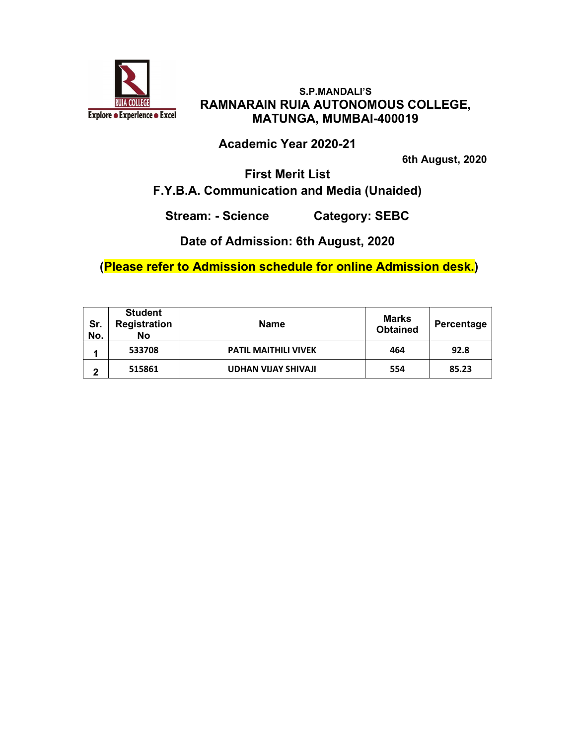S.P.MANDALI'S

# RAMNARAIN RUIA AUTONOMOUS COLLEGE, MATUNGA, MUMBAI-400019

## Academic Year 2020-21

**6th August, 2020**

## First Merit List

## F.Y.B.A. Communication and Media (Unaided)

**Stream: - Science** **Category: SEBC**

**Date of Admission: 6th August, 2020**

**(Please refer to Admission schedule for online Admission desk.)**

| Sr. No. | Student Registration No | Name | Marks Obtained | Percentage |
|---|---|---|---|---|
| 1 | 533708 | PATIL MAITHILI VIVEK | 464 | 92.8 |
| 2 | 515861 | UDHAN VIJAY SHIVAJI | 554 | 85.23 |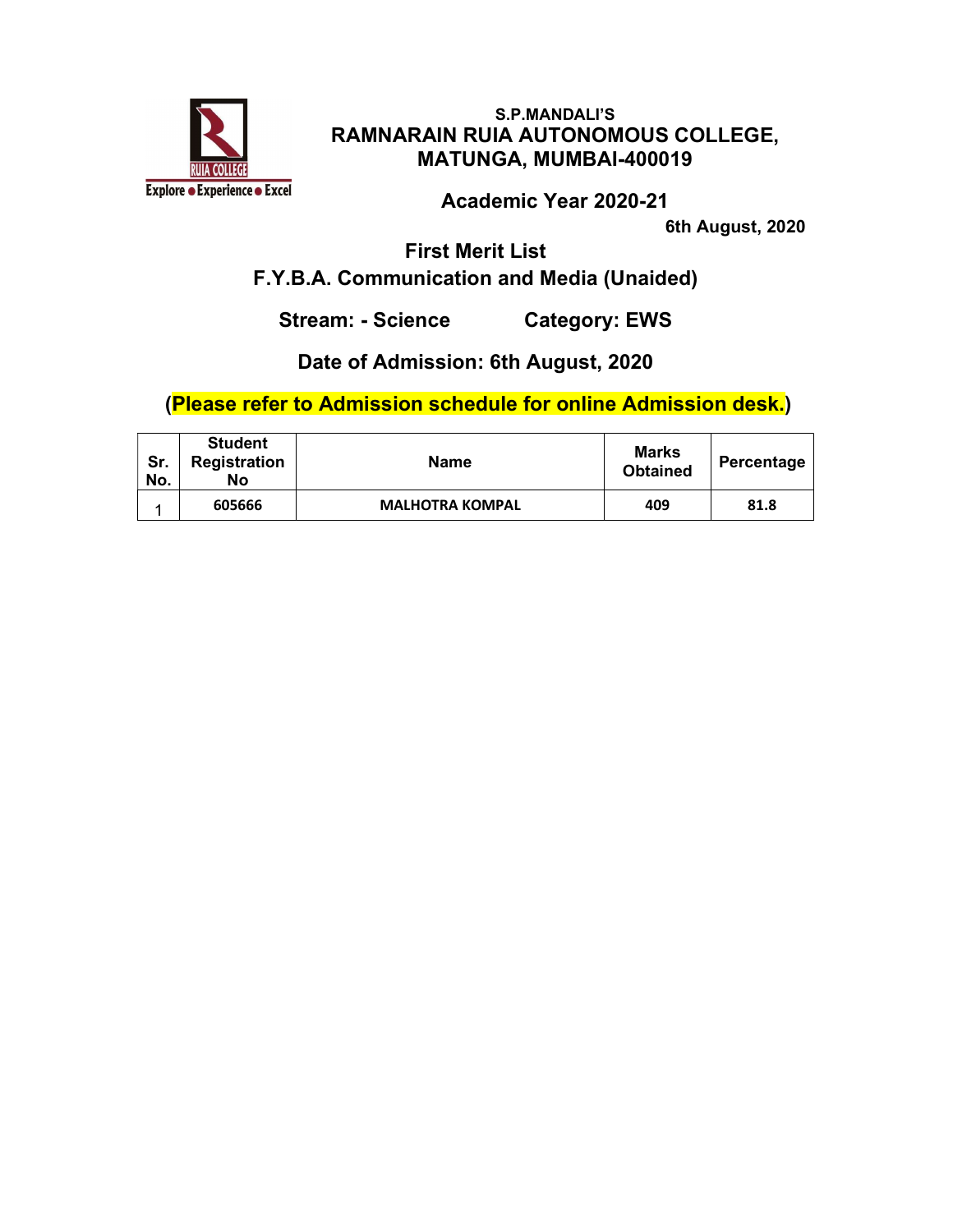**S.P.MANDALI'S**

# RAMNARAIN RUIA AUTONOMOUS COLLEGE, MATUNGA, MUMBAI-400019

## Academic Year 2020-21

**6th August, 2020**

## First Merit List

## F.Y.B.A. Communication and Media (Unaided)

**Stream: - Science** **Category: EWS**

**Date of Admission: 6th August, 2020**

**(Please refer to Admission schedule for online Admission desk.)**

| Sr. No. | Student Registration No | Name | Marks Obtained | Percentage |
|---|---|---|---|---|
| 1 | 605666 | MALHOTRA KOMPAL | 409 | 81.8 |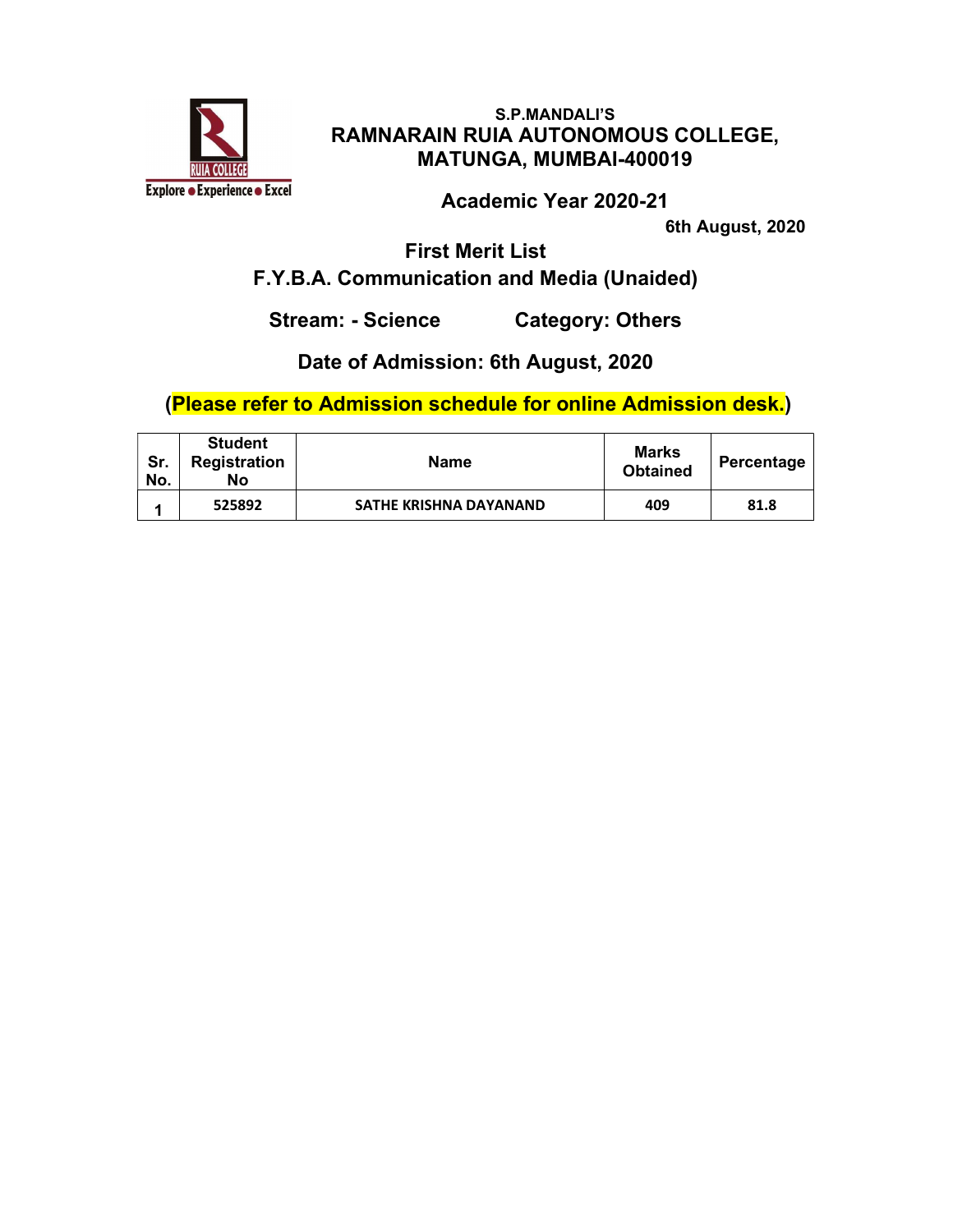S.P.MANDALI'S

# RAMNARAIN RUIA AUTONOMOUS COLLEGE, MATUNGA, MUMBAI-400019

RUIA COLLEGE

Explore ● Experience ● Excel

## Academic Year 2020-21

6th August, 2020

## First Merit List

## F.Y.B.A. Communication and Media (Unaided)

**Stream: - Science** **Category: Others**

**Date of Admission: 6th August, 2020**

**(Please refer to Admission schedule for online Admission desk.)**

| Sr. No. | Student Registration No | Name | Marks Obtained | Percentage |
|---|---|---|---|---|
| 1 | 525892 | SATHE KRISHNA DAYANAND | 409 | 81.8 |